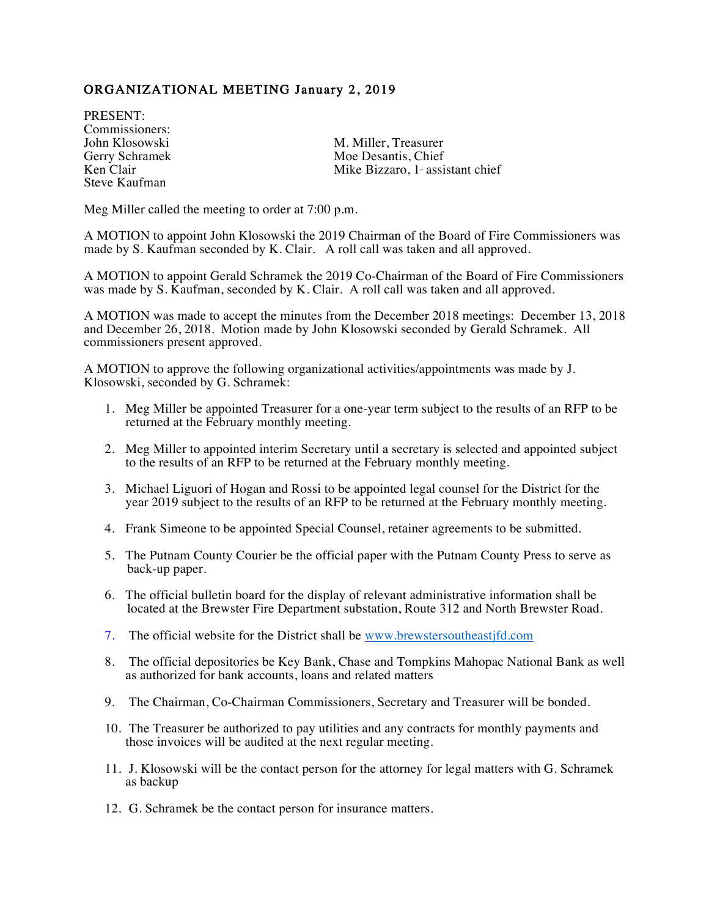## ORGANIZATIONAL MEETING January 2, 2019

PRESENT:
Commissioners:
John Klosowski
Gerry Schramek
Ken Clair
Steve Kaufman

M. Miller, Treasurer
Moe Desantis, Chief
Mike Bizzaro, 1st assistant chief

Meg Miller called the meeting to order at 7:00 p.m.

A MOTION to appoint John Klosowski the 2019 Chairman of the Board of Fire Commissioners was made by S. Kaufman seconded by K. Clair. A roll call was taken and all approved.

A MOTION to appoint Gerald Schramek the 2019 Co-Chairman of the Board of Fire Commissioners was made by S. Kaufman, seconded by K. Clair. A roll call was taken and all approved.

A MOTION was made to accept the minutes from the December 2018 meetings: December 13, 2018 and December 26, 2018. Motion made by John Klosowski seconded by Gerald Schramek. All commissioners present approved.

A MOTION to approve the following organizational activities/appointments was made by J. Klosowski, seconded by G. Schramek:

1. Meg Miller be appointed Treasurer for a one-year term subject to the results of an RFP to be returned at the February monthly meeting.
2. Meg Miller to appointed interim Secretary until a secretary is selected and appointed subject to the results of an RFP to be returned at the February monthly meeting.
3. Michael Liguori of Hogan and Rossi to be appointed legal counsel for the District for the year 2019 subject to the results of an RFP to be returned at the February monthly meeting.
4. Frank Simeone to be appointed Special Counsel, retainer agreements to be submitted.
5. The Putnam County Courier be the official paper with the Putnam County Press to serve as back-up paper.
6. The official bulletin board for the display of relevant administrative information shall be located at the Brewster Fire Department substation, Route 312 and North Brewster Road.
7. The official website for the District shall be www.brewstersoutheastjfd.com
8. The official depositories be Key Bank, Chase and Tompkins Mahopac National Bank as well as authorized for bank accounts, loans and related matters
9. The Chairman, Co-Chairman Commissioners, Secretary and Treasurer will be bonded.
10. The Treasurer be authorized to pay utilities and any contracts for monthly payments and those invoices will be audited at the next regular meeting.
11. J. Klosowski will be the contact person for the attorney for legal matters with G. Schramek as backup
12. G. Schramek be the contact person for insurance matters.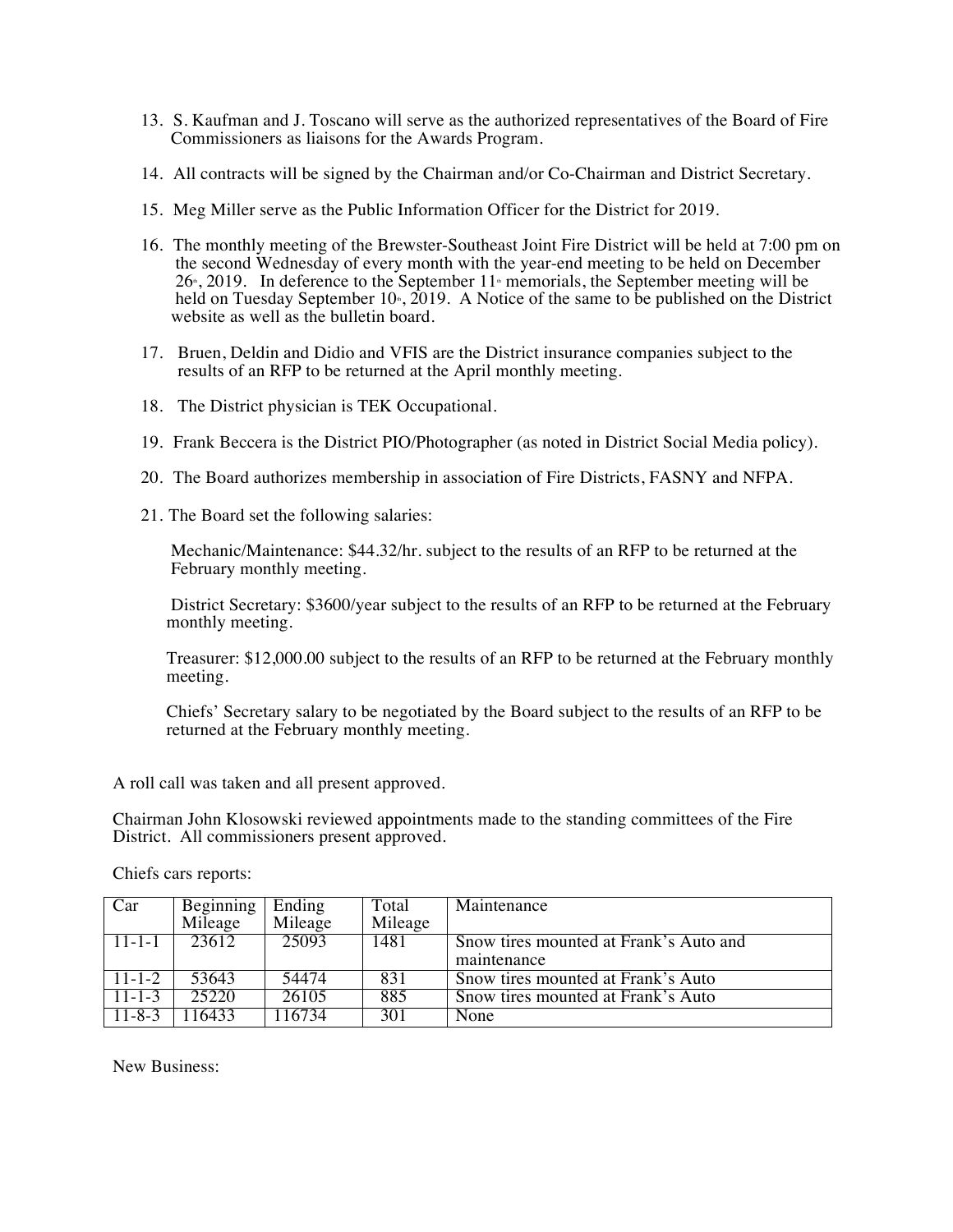13. S. Kaufman and J. Toscano will serve as the authorized representatives of the Board of Fire Commissioners as liaisons for the Awards Program.

14. All contracts will be signed by the Chairman and/or Co-Chairman and District Secretary.

15. Meg Miller serve as the Public Information Officer for the District for 2019.

16. The monthly meeting of the Brewster-Southeast Joint Fire District will be held at 7:00 pm on the second Wednesday of every month with the year-end meeting to be held on December 26th, 2019. In deference to the September 11th memorials, the September meeting will be held on Tuesday September 10th, 2019. A Notice of the same to be published on the District website as well as the bulletin board.

17. Bruen, Deldin and Didio and VFIS are the District insurance companies subject to the results of an RFP to be returned at the April monthly meeting.

18. The District physician is TEK Occupational.

19. Frank Beccera is the District PIO/Photographer (as noted in District Social Media policy).

20. The Board authorizes membership in association of Fire Districts, FASNY and NFPA.

21. The Board set the following salaries:

    Mechanic/Maintenance: $44.32/hr. subject to the results of an RFP to be returned at the February monthly meeting.

    District Secretary: $3600/year subject to the results of an RFP to be returned at the February monthly meeting.

    Treasurer: $12,000.00 subject to the results of an RFP to be returned at the February monthly meeting.

    Chiefs' Secretary salary to be negotiated by the Board subject to the results of an RFP to be returned at the February monthly meeting.

A roll call was taken and all present approved.

Chairman John Klosowski reviewed appointments made to the standing committees of the Fire District. All commissioners present approved.

Chiefs cars reports:

| Car | Beginning Mileage | Ending Mileage | Total Mileage | Maintenance |
|---|---|---|---|---|
| 11-1-1 | 23612 | 25093 | 1481 | Snow tires mounted at Frank's Auto and maintenance |
| 11-1-2 | 53643 | 54474 | 831 | Snow tires mounted at Frank's Auto |
| 11-1-3 | 25220 | 26105 | 885 | Snow tires mounted at Frank's Auto |
| 11-8-3 | 116433 | 116734 | 301 | None |

New Business: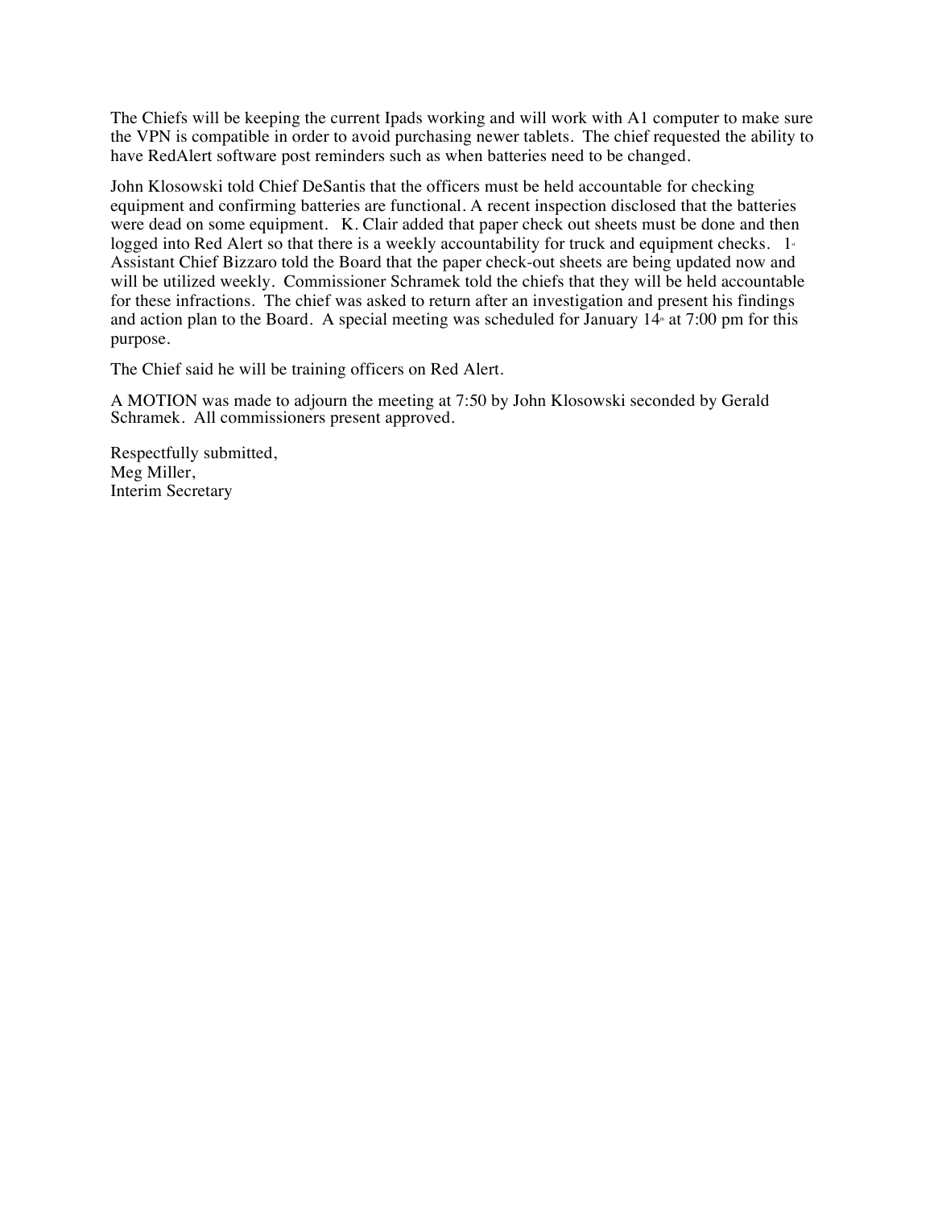The Chiefs will be keeping the current Ipads working and will work with A1 computer to make sure the VPN is compatible in order to avoid purchasing newer tablets. The chief requested the ability to have RedAlert software post reminders such as when batteries need to be changed.

John Klosowski told Chief DeSantis that the officers must be held accountable for checking equipment and confirming batteries are functional. A recent inspection disclosed that the batteries were dead on some equipment. K. Clair added that paper check out sheets must be done and then logged into Red Alert so that there is a weekly accountability for truck and equipment checks. 1st Assistant Chief Bizzaro told the Board that the paper check-out sheets are being updated now and will be utilized weekly. Commissioner Schramek told the chiefs that they will be held accountable for these infractions. The chief was asked to return after an investigation and present his findings and action plan to the Board. A special meeting was scheduled for January 14th at 7:00 pm for this purpose.

The Chief said he will be training officers on Red Alert.

A MOTION was made to adjourn the meeting at 7:50 by John Klosowski seconded by Gerald Schramek. All commissioners present approved.

Respectfully submitted,  
Meg Miller,  
Interim Secretary